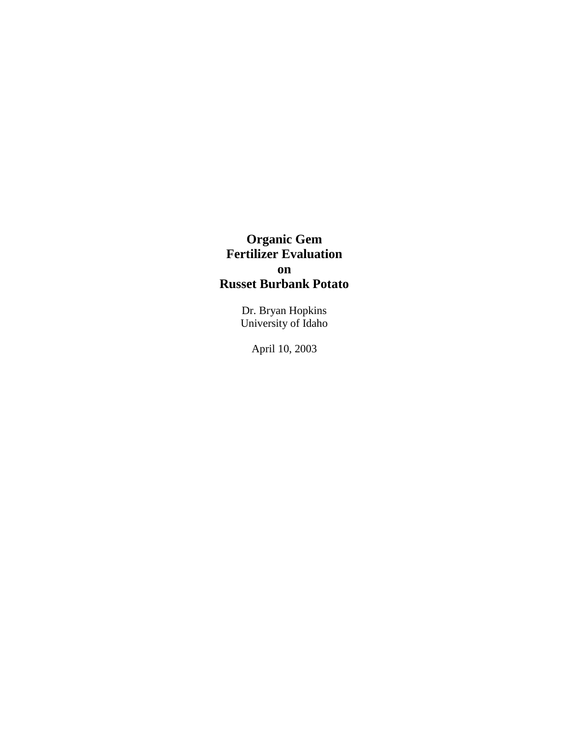# Organic Gem Fertilizer Evaluation on Russet Burbank Potato

Dr. Bryan Hopkins
University of Idaho

April 10, 2003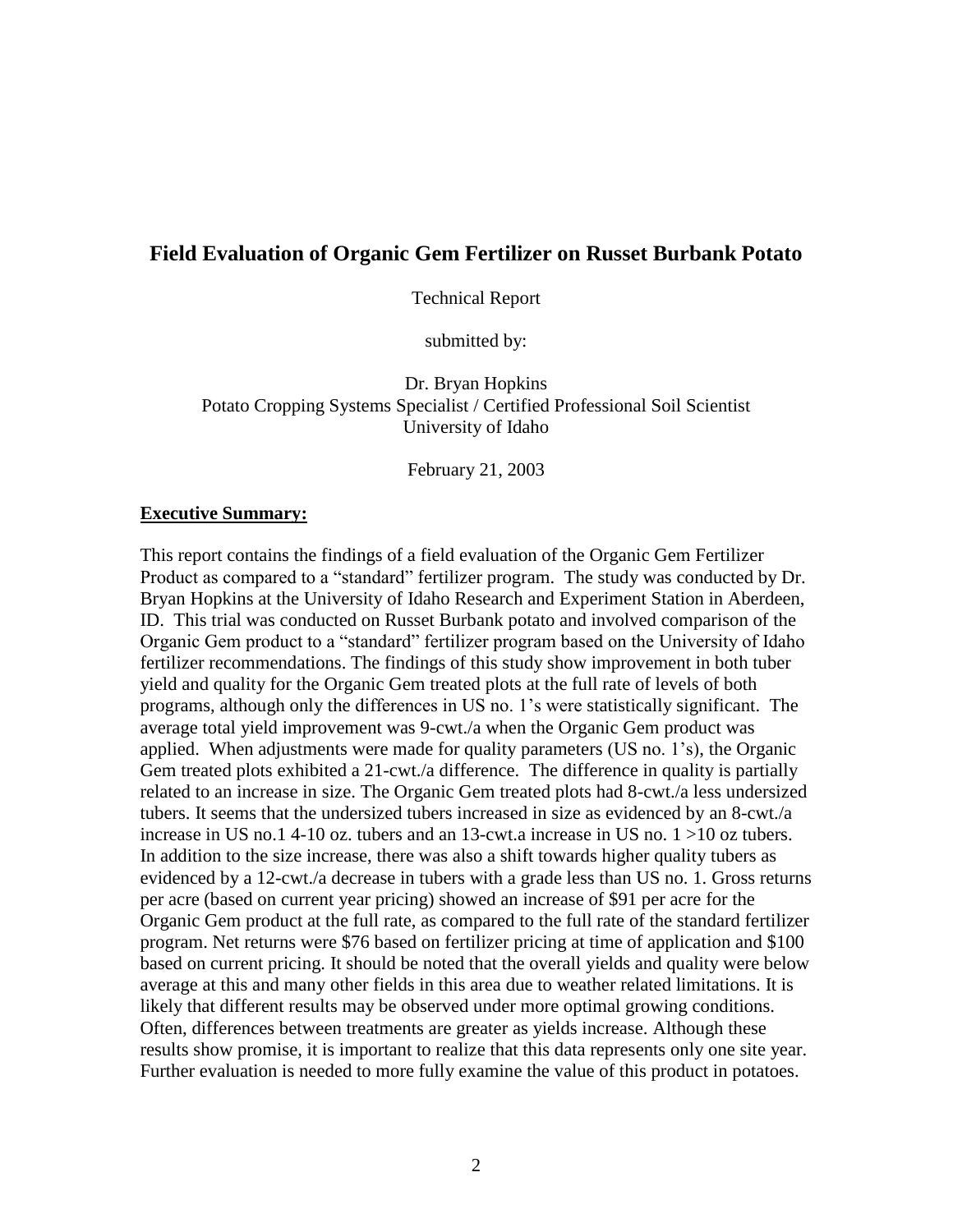# Field Evaluation of Organic Gem Fertilizer on Russet Burbank Potato

Technical Report

submitted by:

Dr. Bryan Hopkins
Potato Cropping Systems Specialist / Certified Professional Soil Scientist
University of Idaho

February 21, 2003

**Executive Summary:**

This report contains the findings of a field evaluation of the Organic Gem Fertilizer Product as compared to a "standard" fertilizer program. The study was conducted by Dr. Bryan Hopkins at the University of Idaho Research and Experiment Station in Aberdeen, ID. This trial was conducted on Russet Burbank potato and involved comparison of the Organic Gem product to a "standard" fertilizer program based on the University of Idaho fertilizer recommendations. The findings of this study show improvement in both tuber yield and quality for the Organic Gem treated plots at the full rate of levels of both programs, although only the differences in US no. 1's were statistically significant. The average total yield improvement was 9-cwt./a when the Organic Gem product was applied. When adjustments were made for quality parameters (US no. 1's), the Organic Gem treated plots exhibited a 21-cwt./a difference. The difference in quality is partially related to an increase in size. The Organic Gem treated plots had 8-cwt./a less undersized tubers. It seems that the undersized tubers increased in size as evidenced by an 8-cwt./a increase in US no.1 4-10 oz. tubers and an 13-cwt.a increase in US no. 1 >10 oz tubers. In addition to the size increase, there was also a shift towards higher quality tubers as evidenced by a 12-cwt./a decrease in tubers with a grade less than US no. 1. Gross returns per acre (based on current year pricing) showed an increase of $91 per acre for the Organic Gem product at the full rate, as compared to the full rate of the standard fertilizer program. Net returns were $76 based on fertilizer pricing at time of application and $100 based on current pricing. It should be noted that the overall yields and quality were below average at this and many other fields in this area due to weather related limitations. It is likely that different results may be observed under more optimal growing conditions. Often, differences between treatments are greater as yields increase. Although these results show promise, it is important to realize that this data represents only one site year. Further evaluation is needed to more fully examine the value of this product in potatoes.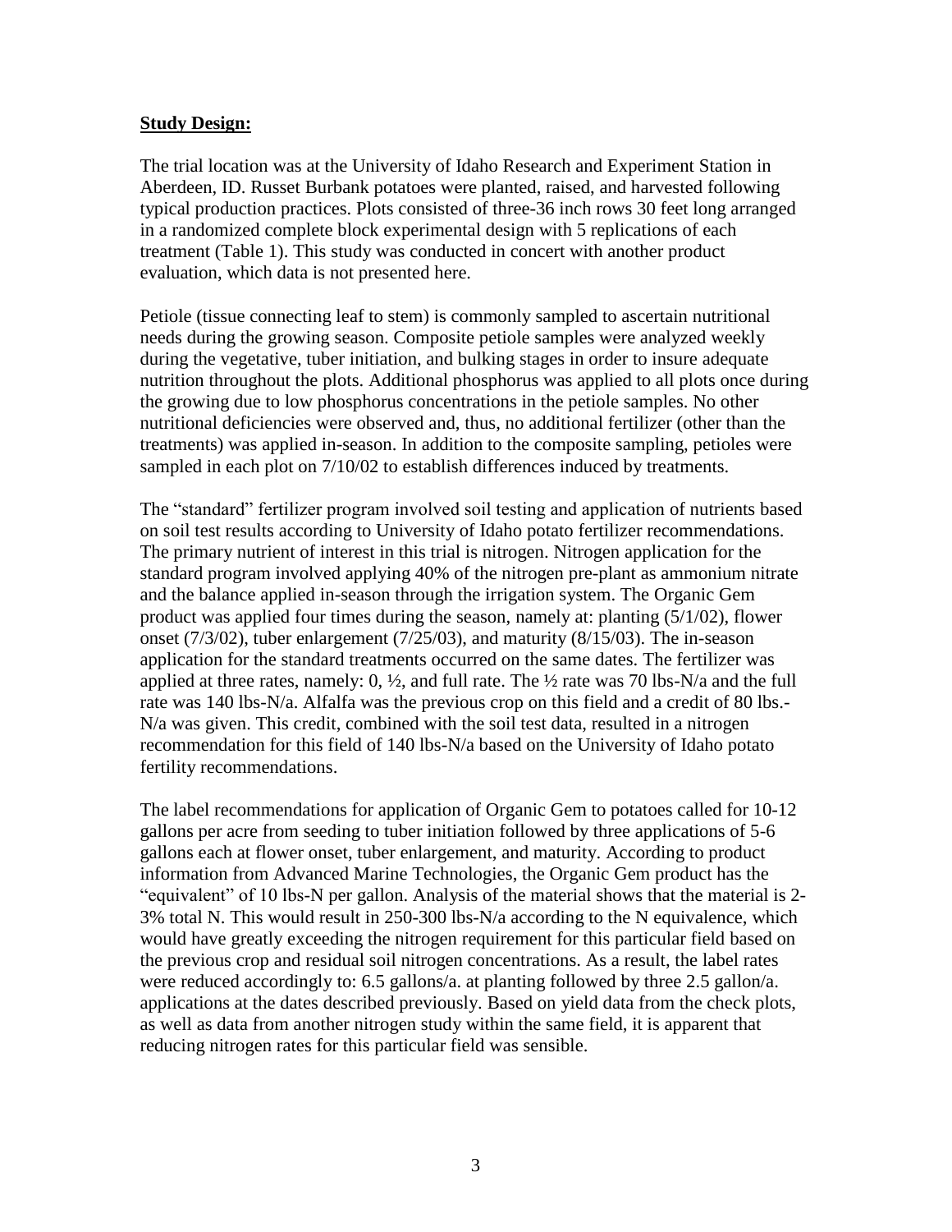**Study Design:**

The trial location was at the University of Idaho Research and Experiment Station in Aberdeen, ID. Russet Burbank potatoes were planted, raised, and harvested following typical production practices. Plots consisted of three-36 inch rows 30 feet long arranged in a randomized complete block experimental design with 5 replications of each treatment (Table 1). This study was conducted in concert with another product evaluation, which data is not presented here.

Petiole (tissue connecting leaf to stem) is commonly sampled to ascertain nutritional needs during the growing season. Composite petiole samples were analyzed weekly during the vegetative, tuber initiation, and bulking stages in order to insure adequate nutrition throughout the plots. Additional phosphorus was applied to all plots once during the growing due to low phosphorus concentrations in the petiole samples. No other nutritional deficiencies were observed and, thus, no additional fertilizer (other than the treatments) was applied in-season. In addition to the composite sampling, petioles were sampled in each plot on 7/10/02 to establish differences induced by treatments.

The "standard" fertilizer program involved soil testing and application of nutrients based on soil test results according to University of Idaho potato fertilizer recommendations. The primary nutrient of interest in this trial is nitrogen. Nitrogen application for the standard program involved applying 40% of the nitrogen pre-plant as ammonium nitrate and the balance applied in-season through the irrigation system. The Organic Gem product was applied four times during the season, namely at: planting (5/1/02), flower onset (7/3/02), tuber enlargement (7/25/03), and maturity (8/15/03). The in-season application for the standard treatments occurred on the same dates. The fertilizer was applied at three rates, namely: 0, ½, and full rate. The ½ rate was 70 lbs-N/a and the full rate was 140 lbs-N/a. Alfalfa was the previous crop on this field and a credit of 80 lbs.-N/a was given. This credit, combined with the soil test data, resulted in a nitrogen recommendation for this field of 140 lbs-N/a based on the University of Idaho potato fertility recommendations.

The label recommendations for application of Organic Gem to potatoes called for 10-12 gallons per acre from seeding to tuber initiation followed by three applications of 5-6 gallons each at flower onset, tuber enlargement, and maturity. According to product information from Advanced Marine Technologies, the Organic Gem product has the "equivalent" of 10 lbs-N per gallon. Analysis of the material shows that the material is 2-3% total N. This would result in 250-300 lbs-N/a according to the N equivalence, which would have greatly exceeding the nitrogen requirement for this particular field based on the previous crop and residual soil nitrogen concentrations. As a result, the label rates were reduced accordingly to: 6.5 gallons/a. at planting followed by three 2.5 gallon/a. applications at the dates described previously. Based on yield data from the check plots, as well as data from another nitrogen study within the same field, it is apparent that reducing nitrogen rates for this particular field was sensible.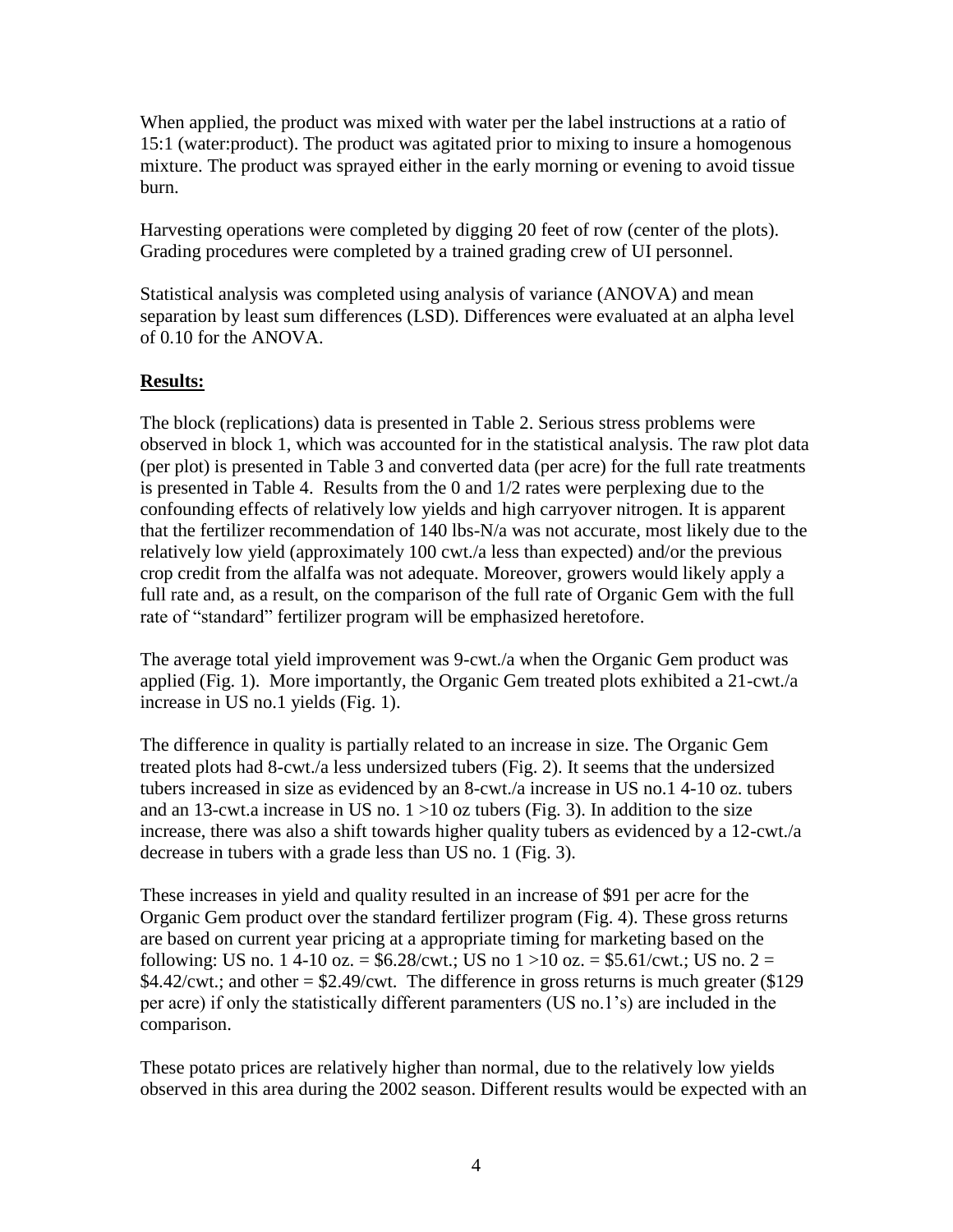When applied, the product was mixed with water per the label instructions at a ratio of 15:1 (water:product). The product was agitated prior to mixing to insure a homogenous mixture. The product was sprayed either in the early morning or evening to avoid tissue burn.

Harvesting operations were completed by digging 20 feet of row (center of the plots). Grading procedures were completed by a trained grading crew of UI personnel.

Statistical analysis was completed using analysis of variance (ANOVA) and mean separation by least sum differences (LSD). Differences were evaluated at an alpha level of 0.10 for the ANOVA.

## Results:

The block (replications) data is presented in Table 2. Serious stress problems were observed in block 1, which was accounted for in the statistical analysis. The raw plot data (per plot) is presented in Table 3 and converted data (per acre) for the full rate treatments is presented in Table 4. Results from the 0 and 1/2 rates were perplexing due to the confounding effects of relatively low yields and high carryover nitrogen. It is apparent that the fertilizer recommendation of 140 lbs-N/a was not accurate, most likely due to the relatively low yield (approximately 100 cwt./a less than expected) and/or the previous crop credit from the alfalfa was not adequate. Moreover, growers would likely apply a full rate and, as a result, on the comparison of the full rate of Organic Gem with the full rate of "standard" fertilizer program will be emphasized heretofore.

The average total yield improvement was 9-cwt./a when the Organic Gem product was applied (Fig. 1). More importantly, the Organic Gem treated plots exhibited a 21-cwt./a increase in US no.1 yields (Fig. 1).

The difference in quality is partially related to an increase in size. The Organic Gem treated plots had 8-cwt./a less undersized tubers (Fig. 2). It seems that the undersized tubers increased in size as evidenced by an 8-cwt./a increase in US no.1 4-10 oz. tubers and an 13-cwt.a increase in US no. 1 >10 oz tubers (Fig. 3). In addition to the size increase, there was also a shift towards higher quality tubers as evidenced by a 12-cwt./a decrease in tubers with a grade less than US no. 1 (Fig. 3).

These increases in yield and quality resulted in an increase of $91 per acre for the Organic Gem product over the standard fertilizer program (Fig. 4). These gross returns are based on current year pricing at a appropriate timing for marketing based on the following: US no. 1 4-10 oz. = $6.28/cwt.; US no 1 >10 oz. = $5.61/cwt.; US no. 2 = $4.42/cwt.; and other = $2.49/cwt. The difference in gross returns is much greater ($129 per acre) if only the statistically different paramenters (US no.1's) are included in the comparison.

These potato prices are relatively higher than normal, due to the relatively low yields observed in this area during the 2002 season. Different results would be expected with an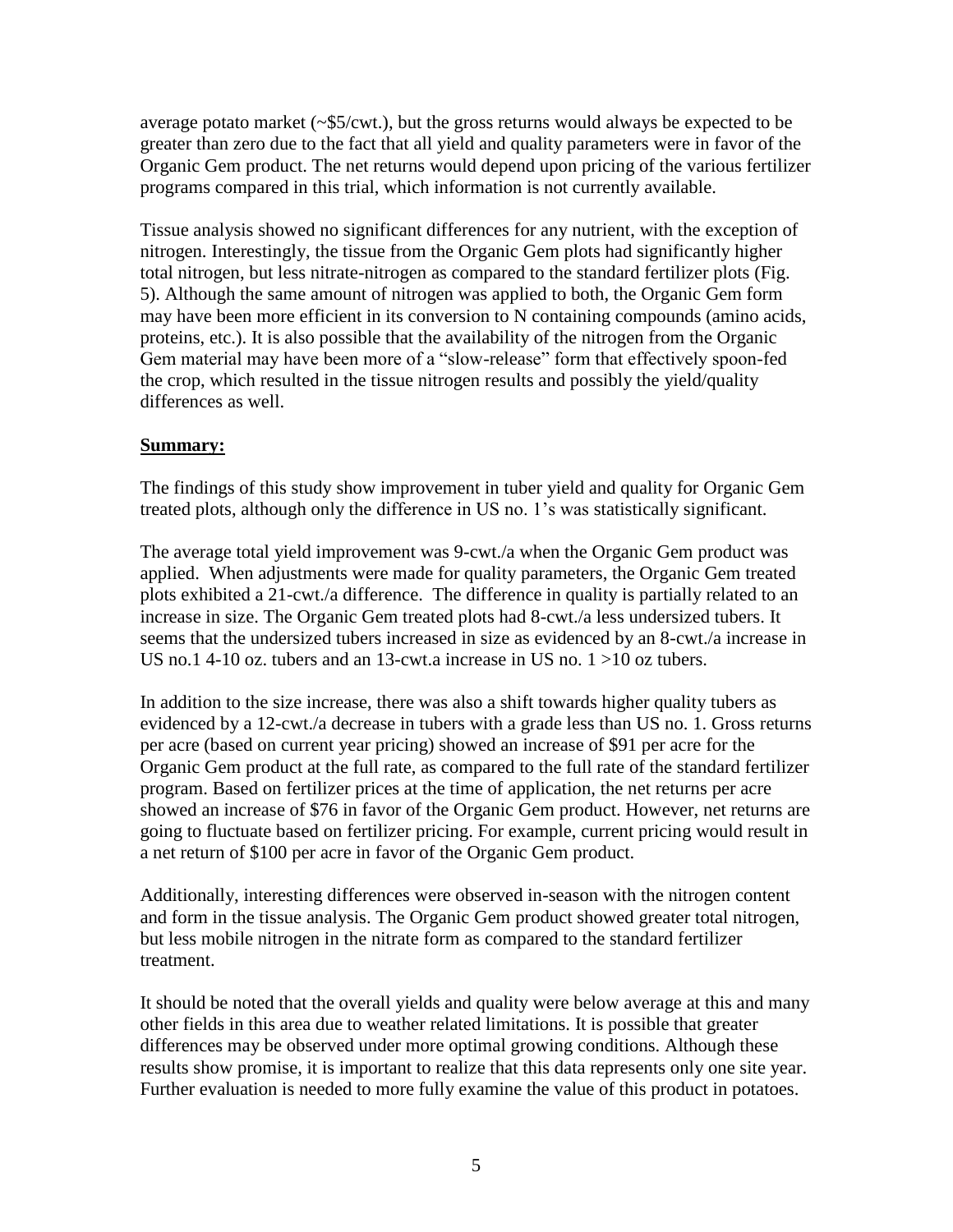average potato market (~$5/cwt.), but the gross returns would always be expected to be greater than zero due to the fact that all yield and quality parameters were in favor of the Organic Gem product. The net returns would depend upon pricing of the various fertilizer programs compared in this trial, which information is not currently available.

Tissue analysis showed no significant differences for any nutrient, with the exception of nitrogen. Interestingly, the tissue from the Organic Gem plots had significantly higher total nitrogen, but less nitrate-nitrogen as compared to the standard fertilizer plots (Fig. 5). Although the same amount of nitrogen was applied to both, the Organic Gem form may have been more efficient in its conversion to N containing compounds (amino acids, proteins, etc.). It is also possible that the availability of the nitrogen from the Organic Gem material may have been more of a "slow-release" form that effectively spoon-fed the crop, which resulted in the tissue nitrogen results and possibly the yield/quality differences as well.

**Summary:**

The findings of this study show improvement in tuber yield and quality for Organic Gem treated plots, although only the difference in US no. 1's was statistically significant.

The average total yield improvement was 9-cwt./a when the Organic Gem product was applied. When adjustments were made for quality parameters, the Organic Gem treated plots exhibited a 21-cwt./a difference. The difference in quality is partially related to an increase in size. The Organic Gem treated plots had 8-cwt./a less undersized tubers. It seems that the undersized tubers increased in size as evidenced by an 8-cwt./a increase in US no.1 4-10 oz. tubers and an 13-cwt.a increase in US no. 1 >10 oz tubers.

In addition to the size increase, there was also a shift towards higher quality tubers as evidenced by a 12-cwt./a decrease in tubers with a grade less than US no. 1. Gross returns per acre (based on current year pricing) showed an increase of $91 per acre for the Organic Gem product at the full rate, as compared to the full rate of the standard fertilizer program. Based on fertilizer prices at the time of application, the net returns per acre showed an increase of $76 in favor of the Organic Gem product. However, net returns are going to fluctuate based on fertilizer pricing. For example, current pricing would result in a net return of $100 per acre in favor of the Organic Gem product.

Additionally, interesting differences were observed in-season with the nitrogen content and form in the tissue analysis. The Organic Gem product showed greater total nitrogen, but less mobile nitrogen in the nitrate form as compared to the standard fertilizer treatment.

It should be noted that the overall yields and quality were below average at this and many other fields in this area due to weather related limitations. It is possible that greater differences may be observed under more optimal growing conditions. Although these results show promise, it is important to realize that this data represents only one site year. Further evaluation is needed to more fully examine the value of this product in potatoes.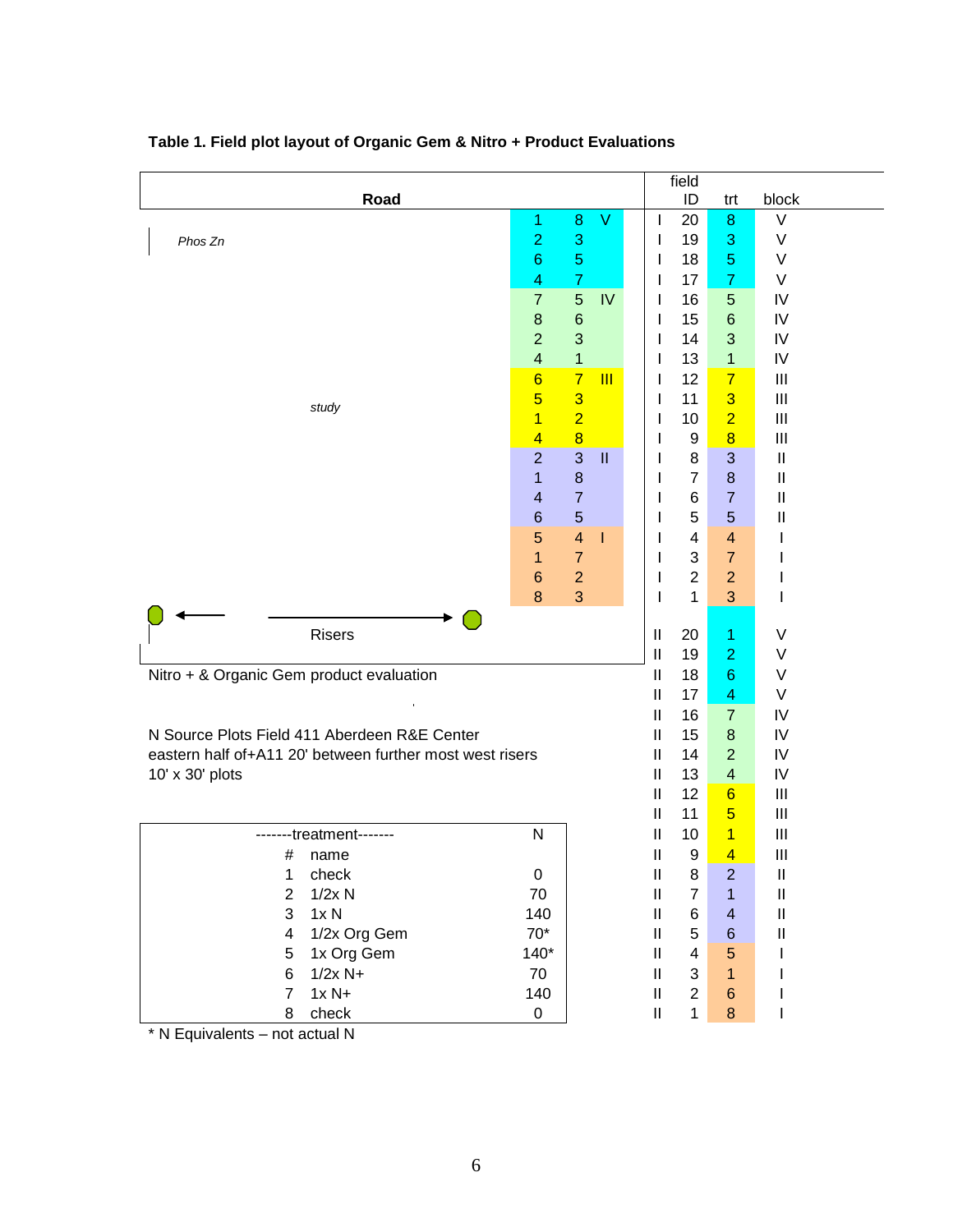**Table 1. Field plot layout of Organic Gem & Nitro + Product Evaluations**

Road

*Phos Zn*

*study*

| | | |
|---|---|---|
| 1 | 8 | V |
| 2 | 3 | |
| 6 | 5 | |
| 4 | 7 | |
| 7 | 5 | IV |
| 8 | 6 | |
| 2 | 3 | |
| 4 | 1 | |
| 6 | 7 | III |
| 5 | 3 | |
| 1 | 2 | |
| 4 | 8 | |
| 2 | 3 | II |
| 1 | 8 | |
| 4 | 7 | |
| 6 | 5 | |
| 5 | 4 | I |
| 1 | 7 | |
| 6 | 2 | |
| 8 | 3 | |

Risers

Nitro + & Organic Gem product evaluation

N Source Plots Field 411 Aberdeen R&E Center
eastern half of+A11 20' between further most west risers
10' x 30' plots

| field | ID | trt | block |
|---|---|---|---|
| I | 20 | 8 | V |
| I | 19 | 3 | V |
| I | 18 | 5 | V |
| I | 17 | 7 | V |
| I | 16 | 5 | IV |
| I | 15 | 6 | IV |
| I | 14 | 3 | IV |
| I | 13 | 1 | IV |
| I | 12 | 7 | III |
| I | 11 | 3 | III |
| I | 10 | 2 | III |
| I | 9 | 8 | III |
| I | 8 | 3 | II |
| I | 7 | 8 | II |
| I | 6 | 7 | II |
| I | 5 | 5 | II |
| I | 4 | 4 | I |
| I | 3 | 7 | I |
| I | 2 | 2 | I |
| I | 1 | 3 | I |
| II | 20 | 1 | V |
| II | 19 | 2 | V |
| II | 18 | 6 | V |
| II | 17 | 4 | V |
| II | 16 | 7 | IV |
| II | 15 | 8 | IV |
| II | 14 | 2 | IV |
| II | 13 | 4 | IV |
| II | 12 | 6 | III |
| II | 11 | 5 | III |
| II | 10 | 1 | III |
| II | 9 | 4 | III |
| II | 8 | 2 | II |
| II | 7 | 1 | II |
| II | 6 | 4 | II |
| II | 5 | 6 | II |
| II | 4 | 5 | I |
| II | 3 | 1 | I |
| II | 2 | 6 | I |
| II | 1 | 8 | I |

| -------treatment------- | | N |
|---|---|---|
| # | name | |
| 1 | check | 0 |
| 2 | 1/2x N | 70 |
| 3 | 1x N | 140 |
| 4 | 1/2x Org Gem | 70* |
| 5 | 1x Org Gem | 140* |
| 6 | 1/2x N+ | 70 |
| 7 | 1x N+ | 140 |
| 8 | check | 0 |

* N Equivalents – not actual N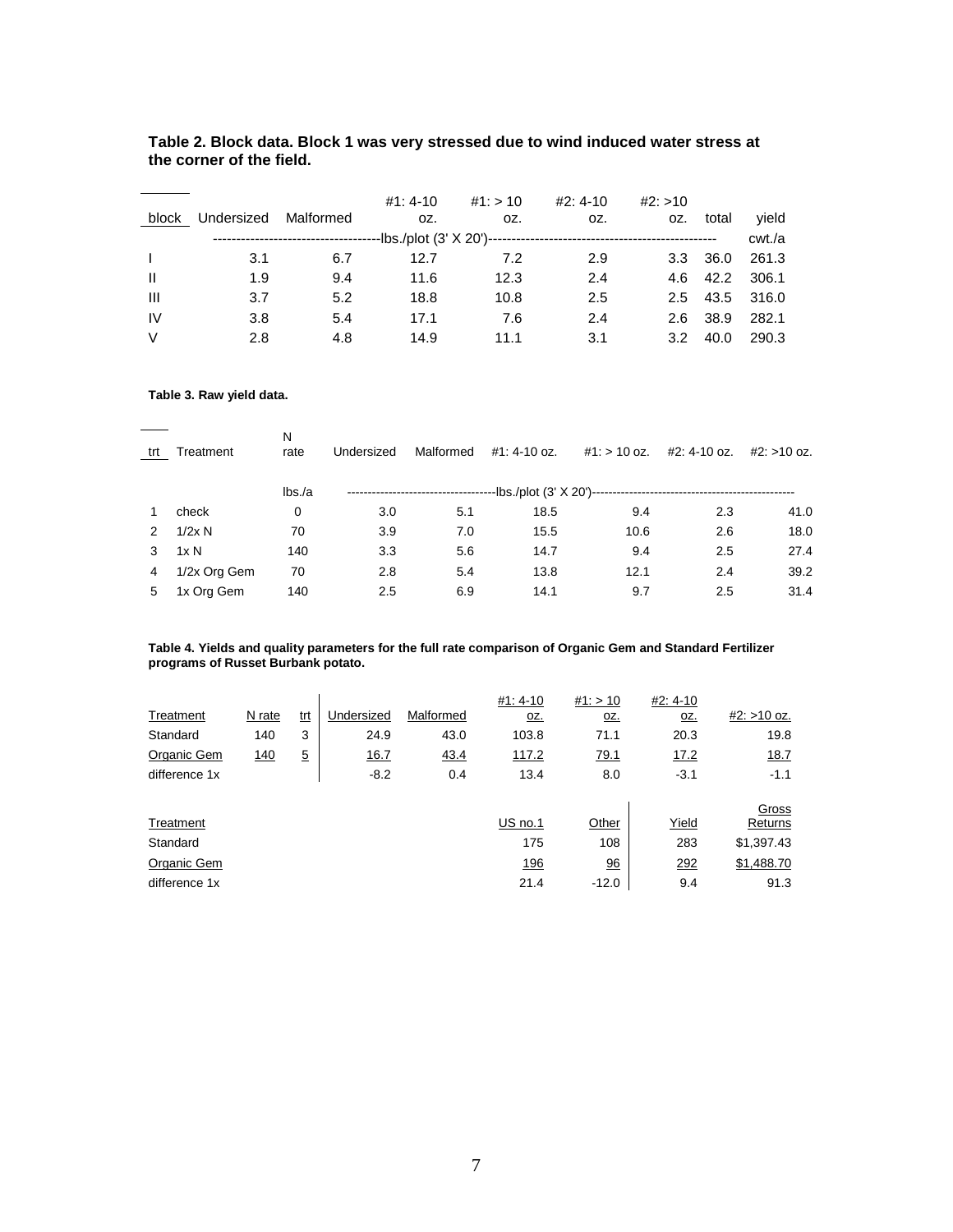**Table 2. Block data. Block 1 was very stressed due to wind induced water stress at the corner of the field.**

| block | Undersized | Malformed | #1: 4-10 oz. | #1: > 10 oz. | #2: 4-10 oz. | #2: >10 oz. | total | yield |
|---|---|---|---|---|---|---|---|---|
| | -----lbs./plot (3' X 20')----- | | | | | | | cwt./a |
| I | 3.1 | 6.7 | 12.7 | 7.2 | 2.9 | 3.3 | 36.0 | 261.3 |
| II | 1.9 | 9.4 | 11.6 | 12.3 | 2.4 | 4.6 | 42.2 | 306.1 |
| III | 3.7 | 5.2 | 18.8 | 10.8 | 2.5 | 2.5 | 43.5 | 316.0 |
| IV | 3.8 | 5.4 | 17.1 | 7.6 | 2.4 | 2.6 | 38.9 | 282.1 |
| V | 2.8 | 4.8 | 14.9 | 11.1 | 3.1 | 3.2 | 40.0 | 290.3 |

**Table 3. Raw yield data.**

| trt | Treatment | N rate | Undersized | Malformed | #1: 4-10 oz. | #1: > 10 oz. | #2: 4-10 oz. | #2: >10 oz. |
|---|---|---|---|---|---|---|---|---|
| | | lbs./a | -----lbs./plot (3' X 20')----- | | | | | |
| 1 | check | 0 | 3.0 | 5.1 | 18.5 | 9.4 | 2.3 | 41.0 |
| 2 | 1/2x N | 70 | 3.9 | 7.0 | 15.5 | 10.6 | 2.6 | 18.0 |
| 3 | 1x N | 140 | 3.3 | 5.6 | 14.7 | 9.4 | 2.5 | 27.4 |
| 4 | 1/2x Org Gem | 70 | 2.8 | 5.4 | 13.8 | 12.1 | 2.4 | 39.2 |
| 5 | 1x Org Gem | 140 | 2.5 | 6.9 | 14.1 | 9.7 | 2.5 | 31.4 |

**Table 4. Yields and quality parameters for the full rate comparison of Organic Gem and Standard Fertilizer programs of Russet Burbank potato.**

| Treatment | N rate | trt | Undersized | Malformed | #1: 4-10 oz. | #1: > 10 oz. | #2: 4-10 oz. | #2: >10 oz. |
|---|---|---|---|---|---|---|---|---|
| Standard | 140 | 3 | 24.9 | 43.0 | 103.8 | 71.1 | 20.3 | 19.8 |
| Organic Gem | 140 | 5 | 16.7 | 43.4 | 117.2 | 79.1 | 17.2 | 18.7 |
| difference 1x | | | -8.2 | 0.4 | 13.4 | 8.0 | -3.1 | -1.1 |

| Treatment | US no.1 | Other | Yield | Gross Returns |
|---|---|---|---|---|
| Standard | 175 | 108 | 283 | $1,397.43 |
| Organic Gem | 196 | 96 | 292 | $1,488.70 |
| difference 1x | 21.4 | -12.0 | 9.4 | 91.3 |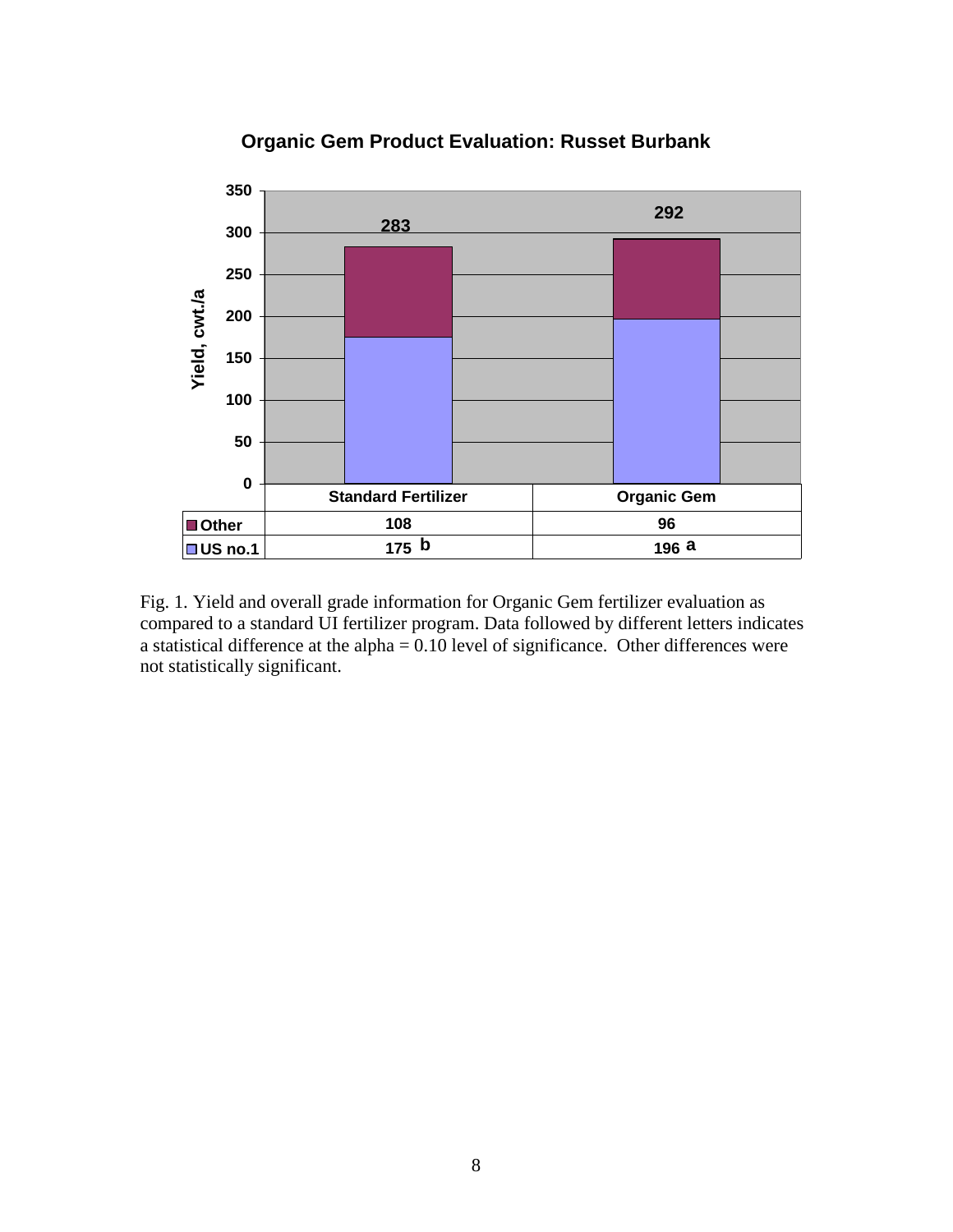**Organic Gem Product Evaluation: Russet Burbank**

350
300
250
200
150
100
50
0

Yield, cwt./a

283
292

Standard Fertilizer
Organic Gem

Other 108 96
US no.1 175 b 196 a

Fig. 1. Yield and overall grade information for Organic Gem fertilizer evaluation as compared to a standard UI fertilizer program. Data followed by different letters indicates a statistical difference at the alpha = 0.10 level of significance. Other differences were not statistically significant.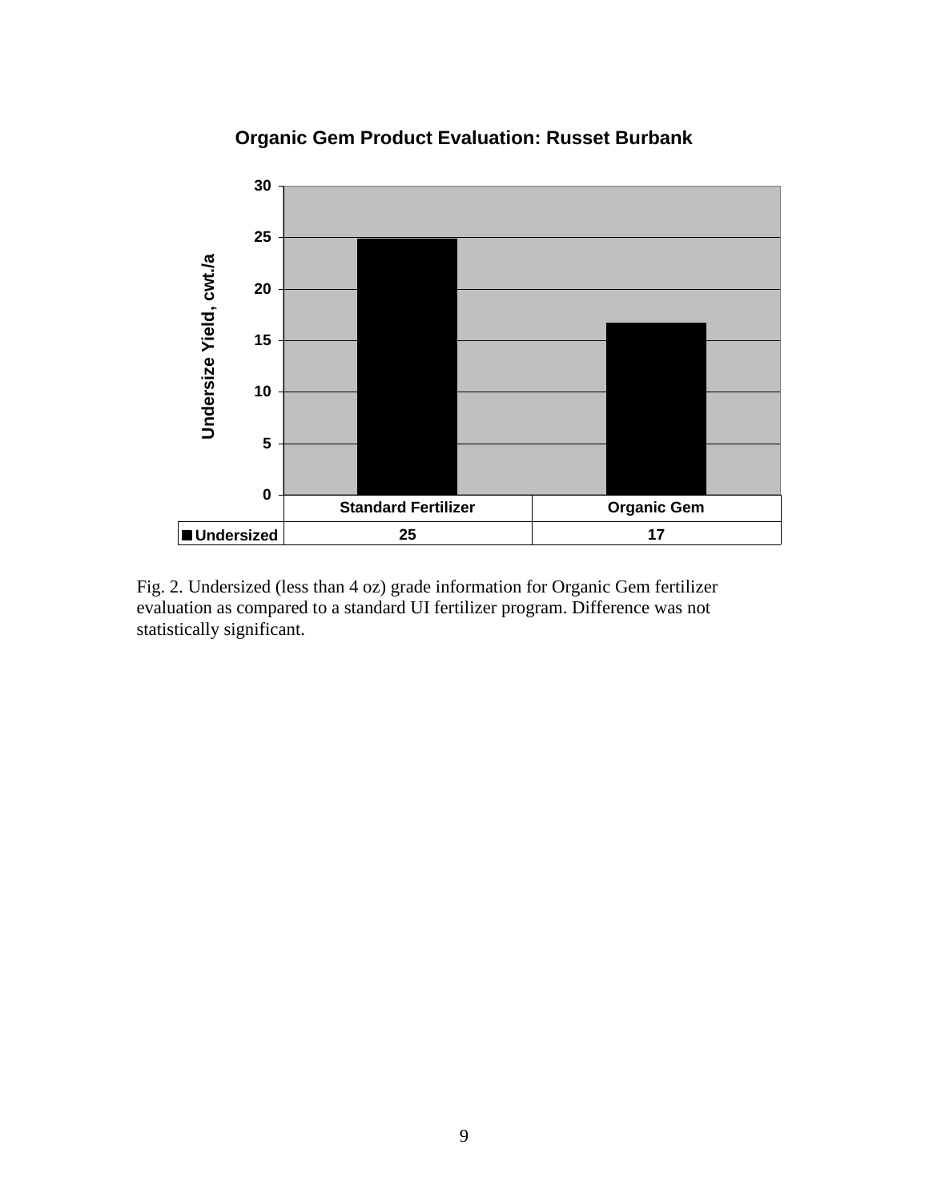**Organic Gem Product Evaluation: Russet Burbank**

Undersize Yield, cwt./a

30

25

20

15

10

5

0

Standard Fertilizer

Organic Gem

Undersized

25

17

Fig. 2. Undersized (less than 4 oz) grade information for Organic Gem fertilizer evaluation as compared to a standard UI fertilizer program. Difference was not statistically significant.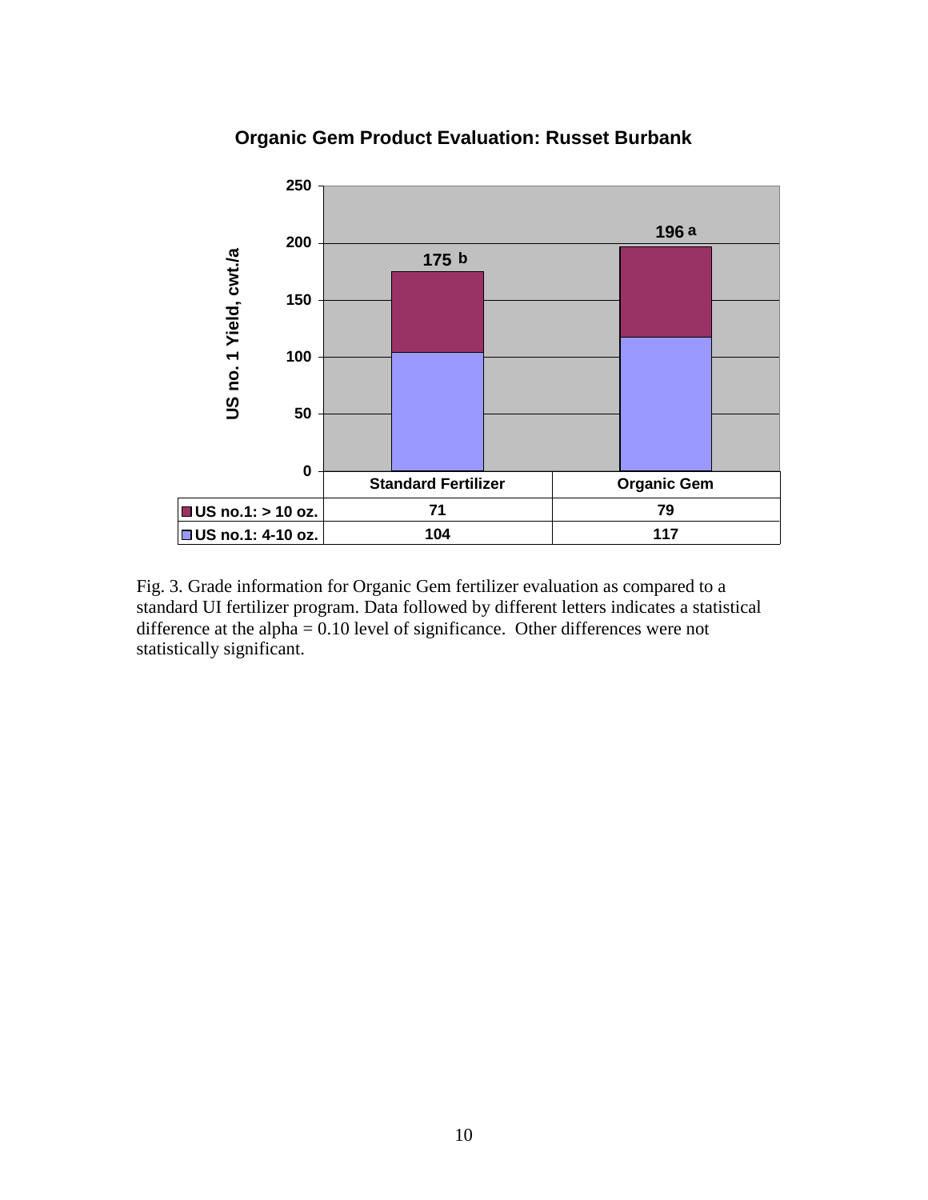Organic Gem Product Evaluation: Russet Burbank

US no. 1 Yield, cwt./a

250
200
150
100
50
0

175 b
196 a

Standard Fertilizer
Organic Gem

US no.1: > 10 oz. 71 79
US no.1: 4-10 oz. 104 117

Fig. 3. Grade information for Organic Gem fertilizer evaluation as compared to a standard UI fertilizer program. Data followed by different letters indicates a statistical difference at the alpha = 0.10 level of significance. Other differences were not statistically significant.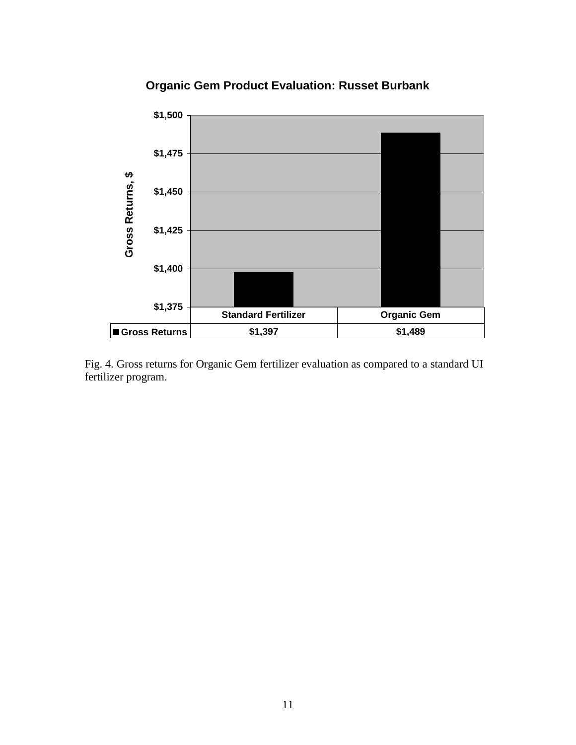**Organic Gem Product Evaluation: Russet Burbank**

Gross Returns, $

$1,500
$1,475
$1,450
$1,425
$1,400
$1,375

Standard Fertilizer
Organic Gem

Gross Returns
$1,397
$1,489

Fig. 4. Gross returns for Organic Gem fertilizer evaluation as compared to a standard UI fertilizer program.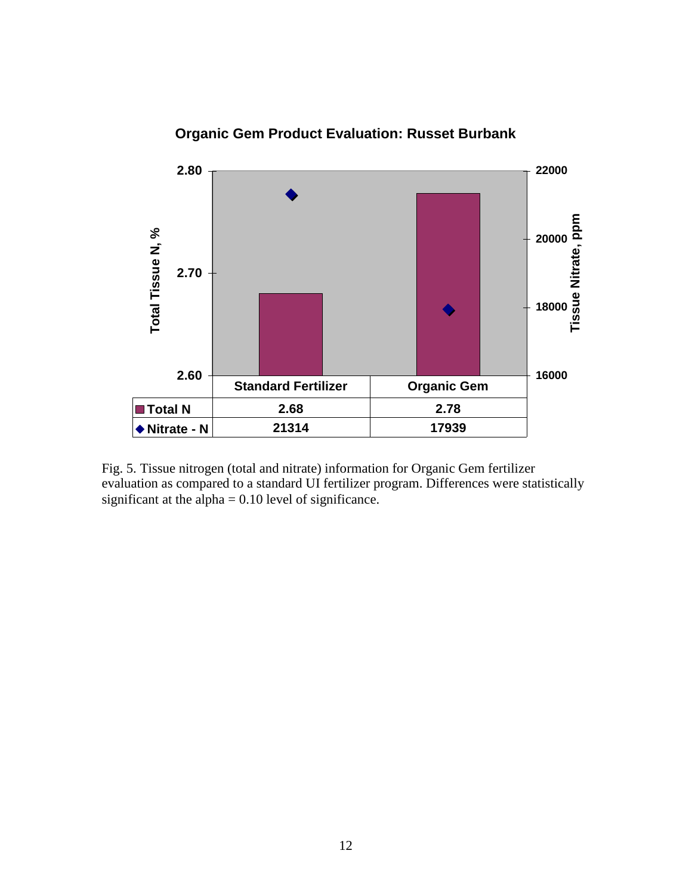Organic Gem Product Evaluation: Russet Burbank

Total Tissue N, %

2.80
2.70
2.60

Tissue Nitrate, ppm

22000
20000
18000
16000

Standard Fertilizer
Organic Gem

Total N 2.68 2.78

Nitrate - N 21314 17939

Fig. 5. Tissue nitrogen (total and nitrate) information for Organic Gem fertilizer evaluation as compared to a standard UI fertilizer program. Differences were statistically significant at the alpha = 0.10 level of significance.